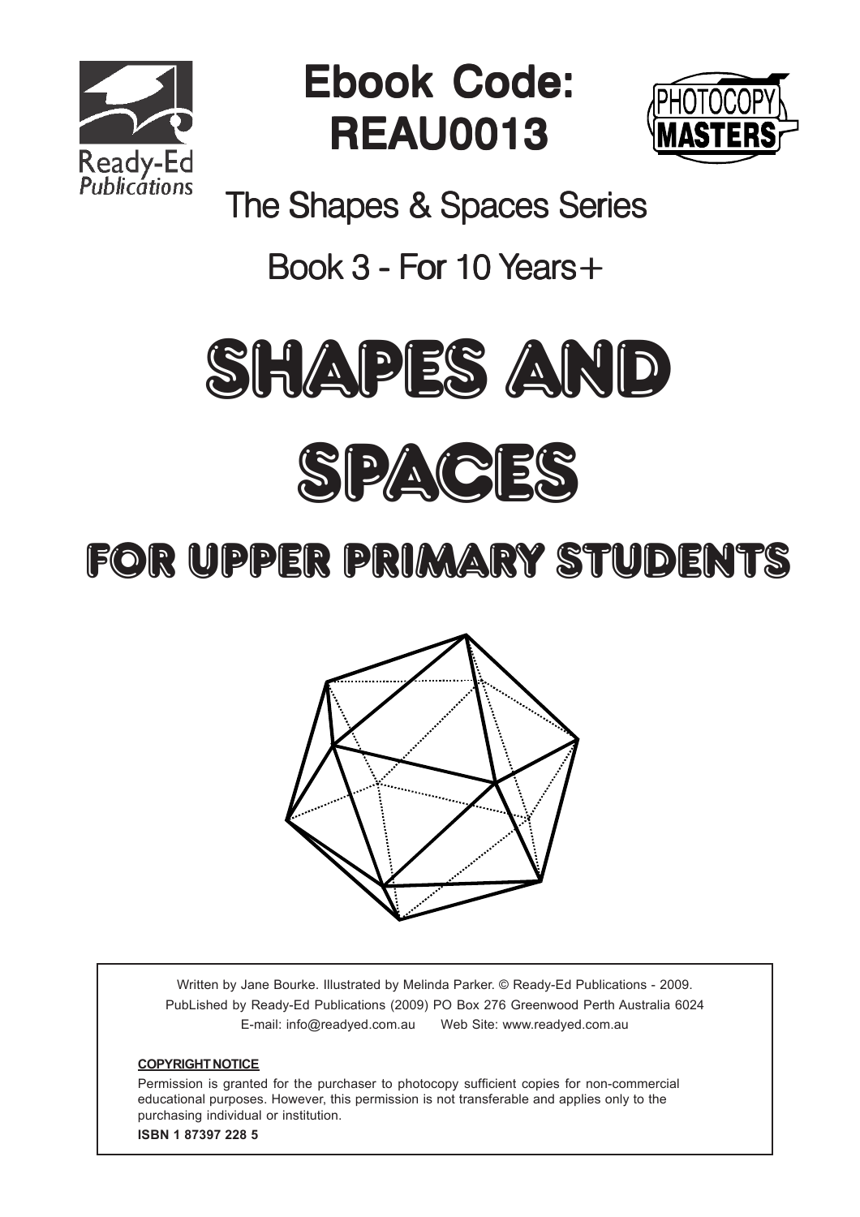Ready-Ed Publications

# Ebook Code: REAU0013

PHOTOCOPY MASTERS

The Shapes & Spaces Series

Book 3 - For 10 Years+

# SHAPES AND SPACES

## FOR UPPER PRIMARY STUDENTS

Written by Jane Bourke. Illustrated by Melinda Parker. © Ready-Ed Publications - 2009.
PubLished by Ready-Ed Publications (2009) PO Box 276 Greenwood Perth Australia 6024
E-mail: info@readyed.com.au  Web Site: www.readyed.com.au

**COPYRIGHT NOTICE**

Permission is granted for the purchaser to photocopy sufficient copies for non-commercial educational purposes. However, this permission is not transferable and applies only to the purchasing individual or institution.

**ISBN 1 87397 228 5**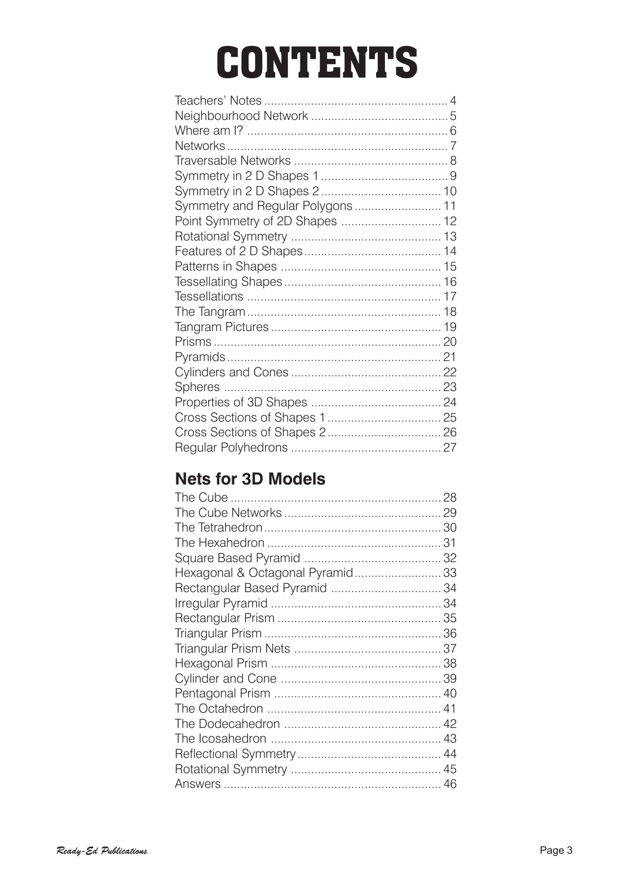# CONTENTS

| | |
|---|---|
| Teachers' Notes | 4 |
| Neighbourhood Network | 5 |
| Where am I? | 6 |
| Networks | 7 |
| Traversable Networks | 8 |
| Symmetry in 2 D Shapes 1 | 9 |
| Symmetry in 2 D Shapes 2 | 10 |
| Symmetry and Regular Polygons | 11 |
| Point Symmetry of 2D Shapes | 12 |
| Rotational Symmetry | 13 |
| Features of 2 D Shapes | 14 |
| Patterns in Shapes | 15 |
| Tessellating Shapes | 16 |
| Tessellations | 17 |
| The Tangram | 18 |
| Tangram Pictures | 19 |
| Prisms | 20 |
| Pyramids | 21 |
| Cylinders and Cones | 22 |
| Spheres | 23 |
| Properties of 3D Shapes | 24 |
| Cross Sections of Shapes 1 | 25 |
| Cross Sections of Shapes 2 | 26 |
| Regular Polyhedrons | 27 |

## Nets for 3D Models

| | |
|---|---|
| The Cube | 28 |
| The Cube Networks | 29 |
| The Tetrahedron | 30 |
| The Hexahedron | 31 |
| Square Based Pyramid | 32 |
| Hexagonal & Octagonal Pyramid | 33 |
| Rectangular Based Pyramid | 34 |
| Irregular Pyramid | 34 |
| Rectangular Prism | 35 |
| Triangular Prism | 36 |
| Triangular Prism Nets | 37 |
| Hexagonal Prism | 38 |
| Cylinder and Cone | 39 |
| Pentagonal Prism | 40 |
| The Octahedron | 41 |
| The Dodecahedron | 42 |
| The Icosahedron | 43 |
| Reflectional Symmetry | 44 |
| Rotational Symmetry | 45 |
| Answers | 46 |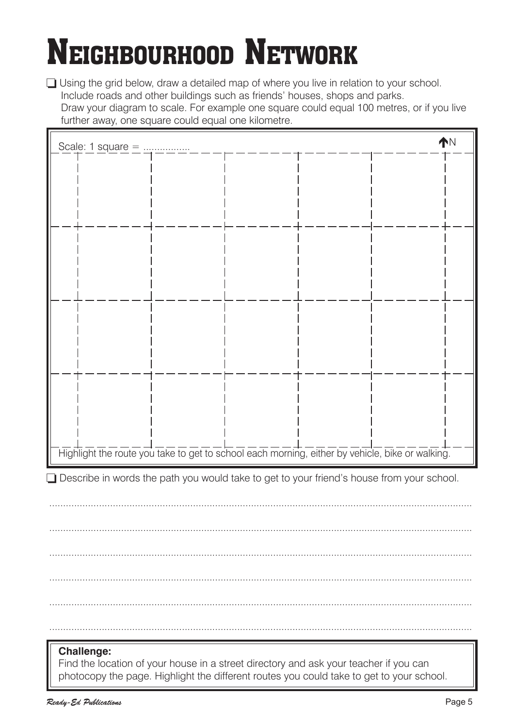# Neighbourhood Network

- ❑ Using the grid below, draw a detailed map of where you live in relation to your school. Include roads and other buildings such as friends' houses, shops and parks. Draw your diagram to scale. For example one square could equal 100 metres, or if you live further away, one square could equal one kilometre.

Scale: 1 square = ................

N

Highlight the route you take to get to school each morning, either by vehicle, bike or walking.

- ❑ Describe in words the path you would take to get to your friend's house from your school.

..........................................................................................................................................

..........................................................................................................................................

..........................................................................................................................................

..........................................................................................................................................

..........................................................................................................................................

..........................................................................................................................................

**Challenge:**
Find the location of your house in a street directory and ask your teacher if you can photocopy the page. Highlight the different routes you could take to get to your school.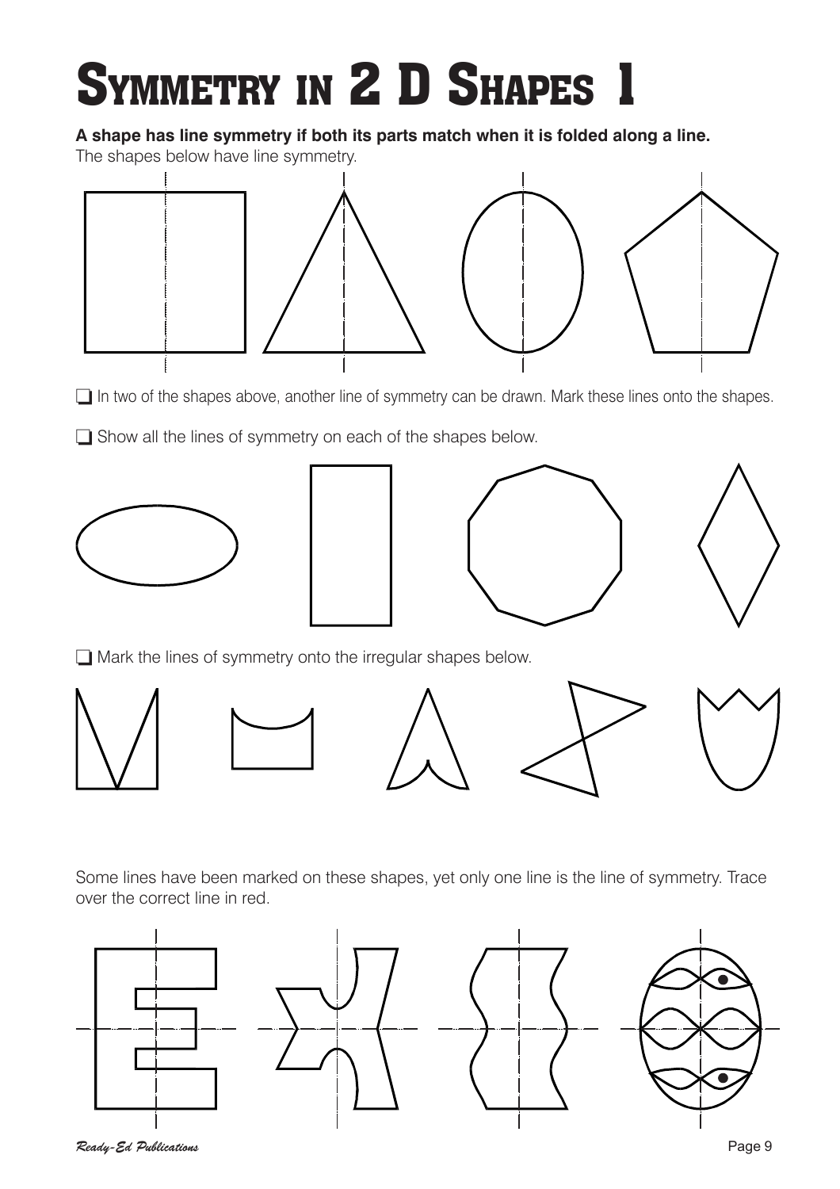# Symmetry in 2 D Shapes 1

**A shape has line symmetry if both its parts match when it is folded along a line.**

The shapes below have line symmetry.

❑ In two of the shapes above, another line of symmetry can be drawn. Mark these lines onto the shapes.

❑ Show all the lines of symmetry on each of the shapes below.

❑ Mark the lines of symmetry onto the irregular shapes below.

Some lines have been marked on these shapes, yet only one line is the line of symmetry. Trace over the correct line in red.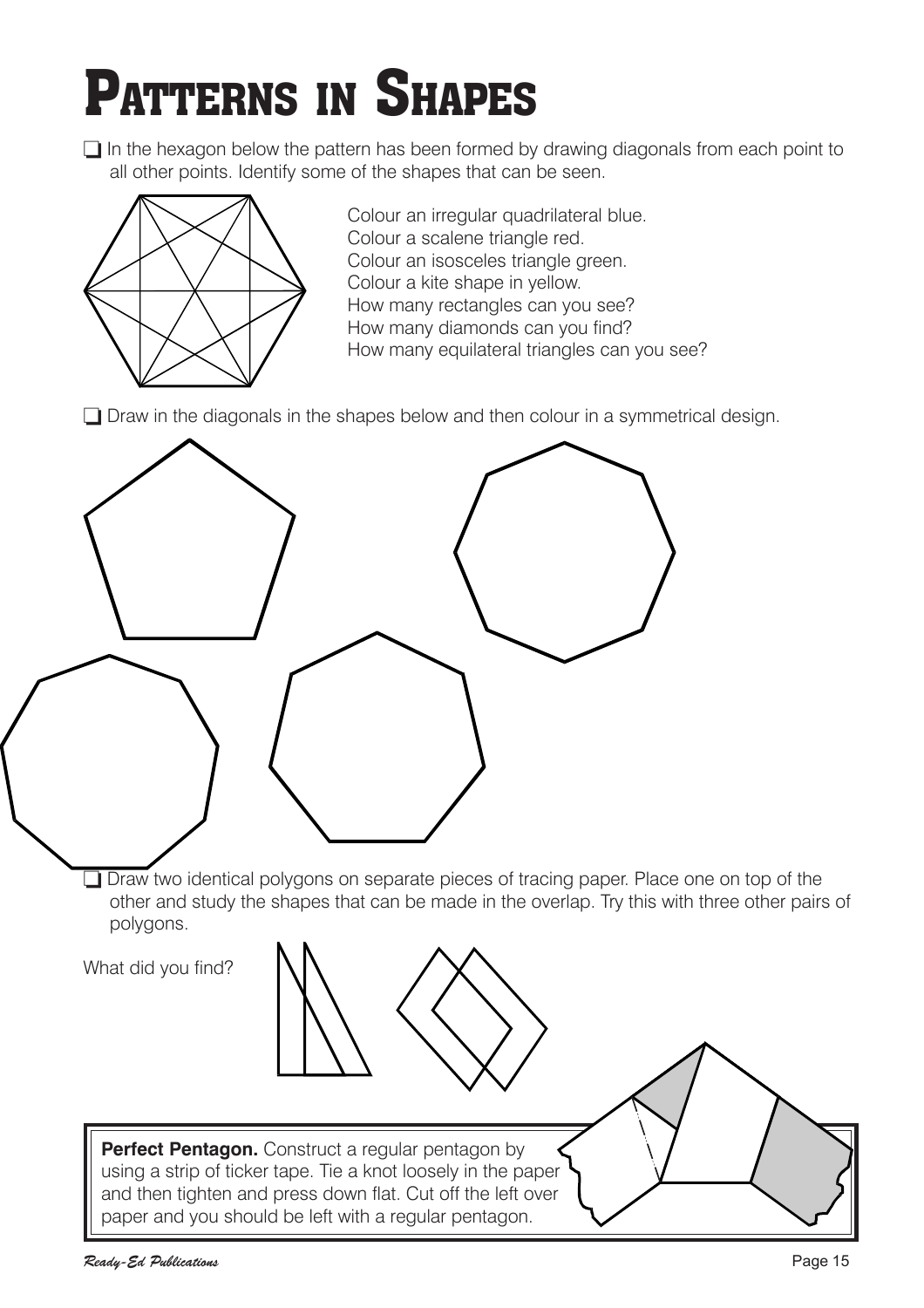# Patterns in Shapes

❑ In the hexagon below the pattern has been formed by drawing diagonals from each point to all other points. Identify some of the shapes that can be seen.

Colour an irregular quadrilateral blue.
Colour a scalene triangle red.
Colour an isosceles triangle green.
Colour a kite shape in yellow.
How many rectangles can you see?
How many diamonds can you find?
How many equilateral triangles can you see?

❑ Draw in the diagonals in the shapes below and then colour in a symmetrical design.

❑ Draw two identical polygons on separate pieces of tracing paper. Place one on top of the other and study the shapes that can be made in the overlap. Try this with three other pairs of polygons.

What did you find?

**Perfect Pentagon.** Construct a regular pentagon by using a strip of ticker tape. Tie a knot loosely in the paper and then tighten and press down flat. Cut off the left over paper and you should be left with a regular pentagon.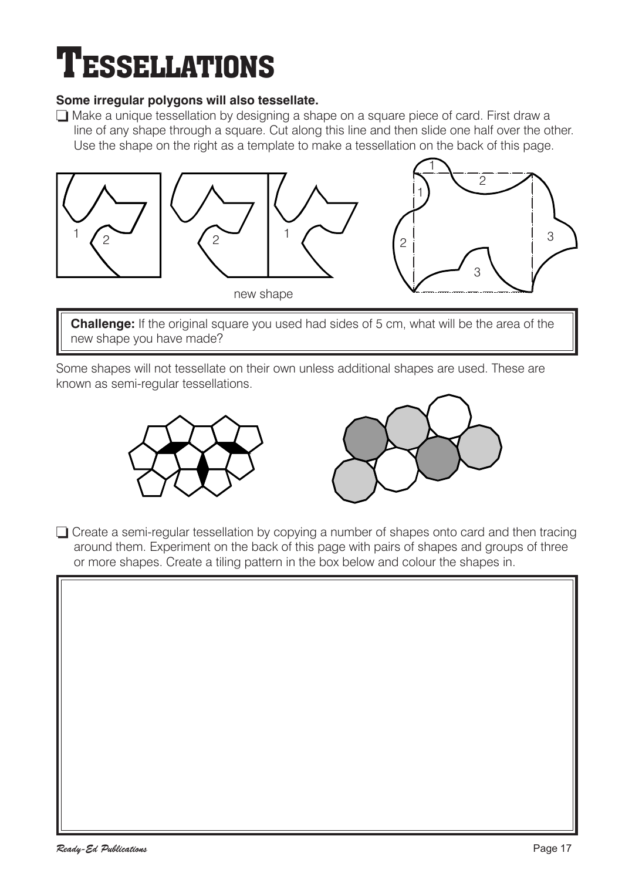# Tessellations

**Some irregular polygons will also tessellate.**

- ❑ Make a unique tessellation by designing a shape on a square piece of card. First draw a line of any shape through a square. Cut along this line and then slide one half over the other. Use the shape on the right as a template to make a tessellation on the back of this page.

new shape

**Challenge:** If the original square you used had sides of 5 cm, what will be the area of the new shape you have made?

Some shapes will not tessellate on their own unless additional shapes are used. These are known as semi-regular tessellations.

- ❑ Create a semi-regular tessellation by copying a number of shapes onto card and then tracing around them. Experiment on the back of this page with pairs of shapes and groups of three or more shapes. Create a tiling pattern in the box below and colour the shapes in.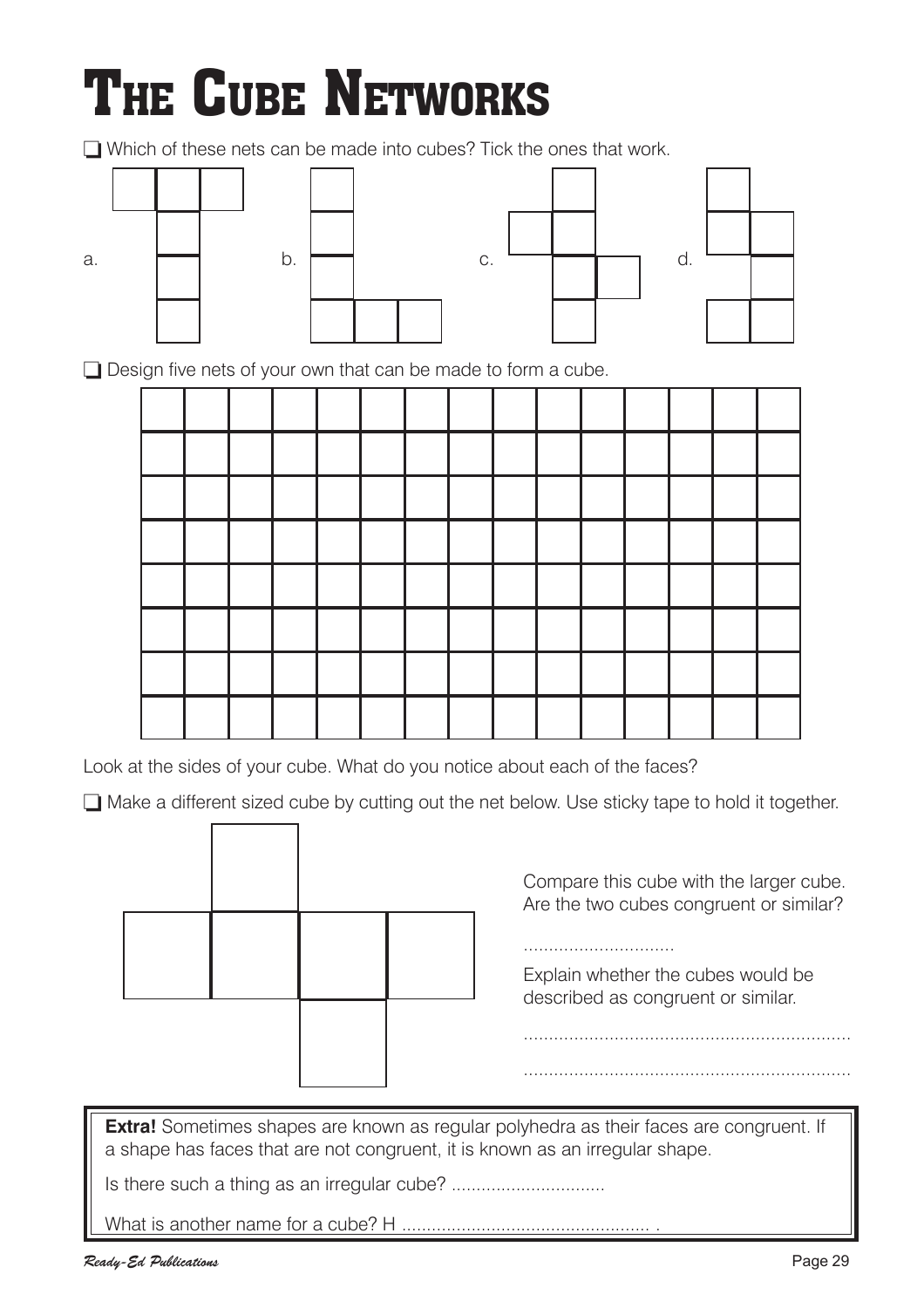# The Cube Networks

❑ Which of these nets can be made into cubes? Tick the ones that work.

a. b. c. d.

❑ Design five nets of your own that can be made to form a cube.

Look at the sides of your cube. What do you notice about each of the faces?

❑ Make a different sized cube by cutting out the net below. Use sticky tape to hold it together.

Compare this cube with the larger cube. Are the two cubes congruent or similar?

..............................

Explain whether the cubes would be described as congruent or similar.

................................................................

................................................................

**Extra!** Sometimes shapes are known as regular polyhedra as their faces are congruent. If a shape has faces that are not congruent, it is known as an irregular shape.

Is there such a thing as an irregular cube? ..............................

What is another name for a cube? H ................................................. .

*Ready-Ed Publications*